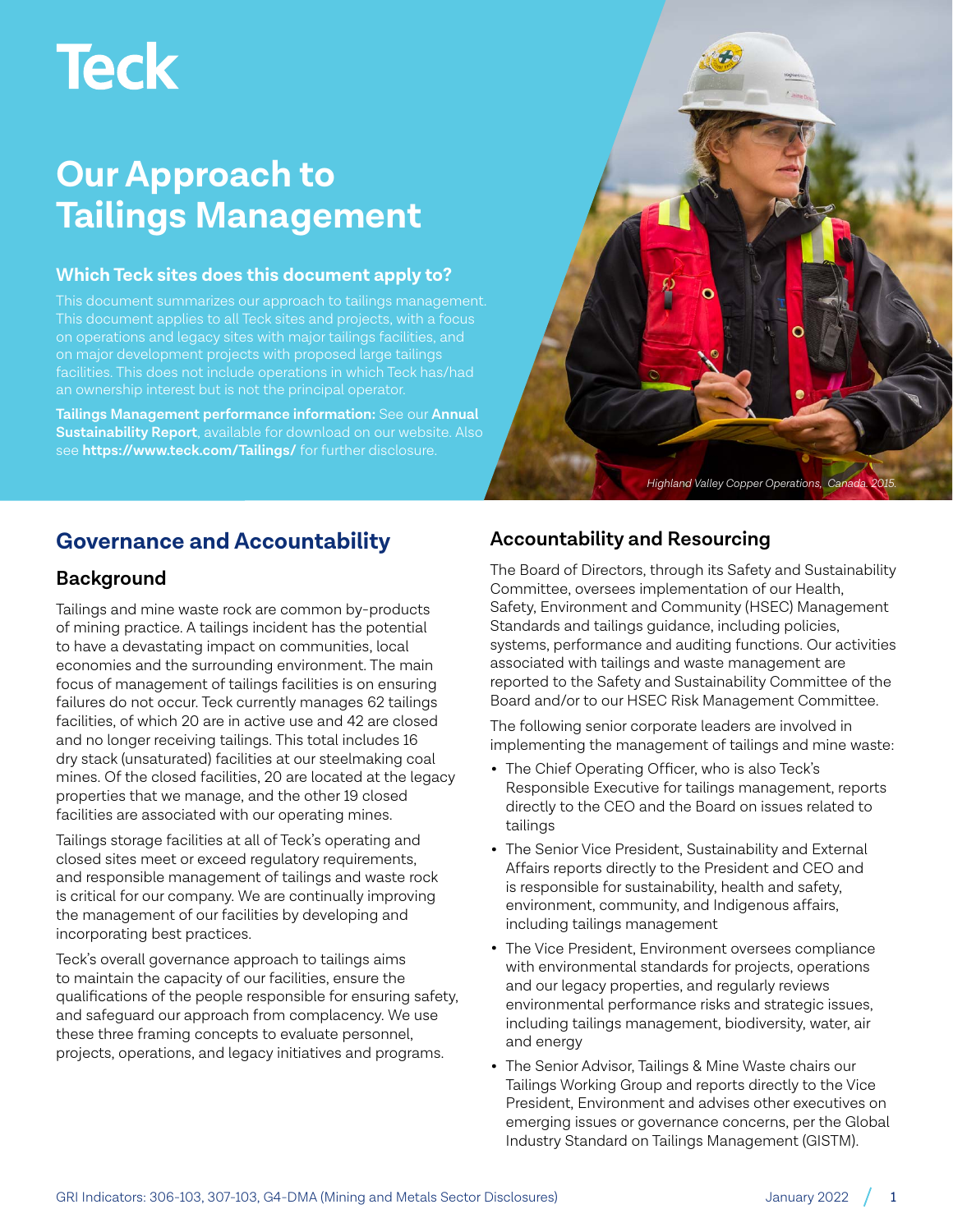# Teck

# Our Approach to Tailings Management

### Which Teck sites does this document apply to?

This document summarizes our approach to tailings management. This document applies to all Teck sites and projects, with a focus on operations and legacy sites with major tailings facilities, and on major development projects with proposed large tailings facilities. This does not include operations in which Teck has/had an ownership interest but is not the principal operator.

**Tailings Management performance information:** See our **Annual Sustainability Report**, available for download on our website. Also see **https://www.teck.com/Tailings/** for further disclosure.

*Highland Valley Copper Operations, Canada. 2015.*

## Governance and Accountability

### Background

Tailings and mine waste rock are common by-products of mining practice. A tailings incident has the potential to have a devastating impact on communities, local economies and the surrounding environment. The main focus of management of tailings facilities is on ensuring failures do not occur. Teck currently manages 62 tailings facilities, of which 20 are in active use and 42 are closed and no longer receiving tailings. This total includes 16 dry stack (unsaturated) facilities at our steelmaking coal mines. Of the closed facilities, 20 are located at the legacy properties that we manage, and the other 19 closed facilities are associated with our operating mines.

Tailings storage facilities at all of Teck's operating and closed sites meet or exceed regulatory requirements, and responsible management of tailings and waste rock is critical for our company. We are continually improving the management of our facilities by developing and incorporating best practices.

Teck's overall governance approach to tailings aims to maintain the capacity of our facilities, ensure the qualifications of the people responsible for ensuring safety, and safeguard our approach from complacency. We use these three framing concepts to evaluate personnel, projects, operations, and legacy initiatives and programs.

### Accountability and Resourcing

The Board of Directors, through its Safety and Sustainability Committee, oversees implementation of our Health, Safety, Environment and Community (HSEC) Management Standards and tailings guidance, including policies, systems, performance and auditing functions. Our activities associated with tailings and waste management are reported to the Safety and Sustainability Committee of the Board and/or to our HSEC Risk Management Committee.

The following senior corporate leaders are involved in implementing the management of tailings and mine waste:

- The Chief Operating Officer, who is also Teck's Responsible Executive for tailings management, reports directly to the CEO and the Board on issues related to tailings
- The Senior Vice President, Sustainability and External Affairs reports directly to the President and CEO and is responsible for sustainability, health and safety, environment, community, and Indigenous affairs, including tailings management
- The Vice President, Environment oversees compliance with environmental standards for projects, operations and our legacy properties, and regularly reviews environmental performance risks and strategic issues, including tailings management, biodiversity, water, air and energy
- The Senior Advisor, Tailings & Mine Waste chairs our Tailings Working Group and reports directly to the Vice President, Environment and advises other executives on emerging issues or governance concerns, per the Global Industry Standard on Tailings Management (GISTM).

GRI Indicators: 306-103, 307-103, G4-DMA (Mining and Metals Sector Disclosures)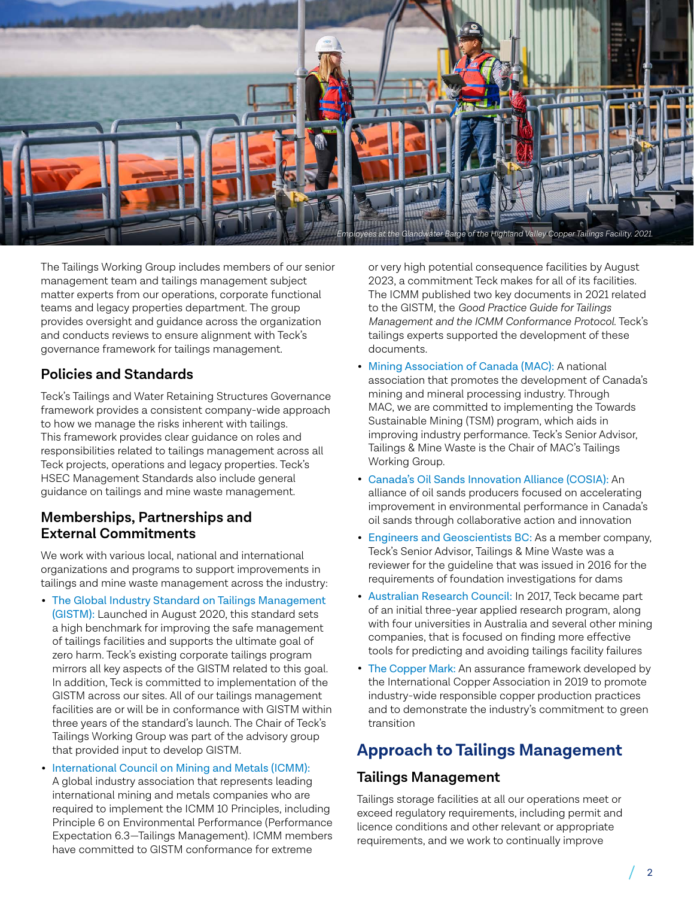*Employees at the Glandwater Barge of the Highland Valley Copper Tailings Facility. 2021.*

The Tailings Working Group includes members of our senior management team and tailings management subject matter experts from our operations, corporate functional teams and legacy properties department. The group provides oversight and guidance across the organization and conducts reviews to ensure alignment with Teck's governance framework for tailings management.

## Policies and Standards

Teck's Tailings and Water Retaining Structures Governance framework provides a consistent company-wide approach to how we manage the risks inherent with tailings. This framework provides clear guidance on roles and responsibilities related to tailings management across all Teck projects, operations and legacy properties. Teck's HSEC Management Standards also include general guidance on tailings and mine waste management.

## Memberships, Partnerships and External Commitments

We work with various local, national and international organizations and programs to support improvements in tailings and mine waste management across the industry:

- The Global Industry Standard on Tailings Management (GISTM): Launched in August 2020, this standard sets a high benchmark for improving the safe management of tailings facilities and supports the ultimate goal of zero harm. Teck's existing corporate tailings program mirrors all key aspects of the GISTM related to this goal. In addition, Teck is committed to implementation of the GISTM across our sites. All of our tailings management facilities are or will be in conformance with GISTM within three years of the standard's launch. The Chair of Teck's Tailings Working Group was part of the advisory group that provided input to develop GISTM.
- International Council on Mining and Metals (ICMM): A global industry association that represents leading international mining and metals companies who are required to implement the ICMM 10 Principles, including Principle 6 on Environmental Performance (Performance Expectation 6.3—Tailings Management). ICMM members have committed to GISTM conformance for extreme or very high potential consequence facilities by August 2023, a commitment Teck makes for all of its facilities. The ICMM published two key documents in 2021 related to the GISTM, the *Good Practice Guide for Tailings Management and the ICMM Conformance Protocol*. Teck's tailings experts supported the development of these documents.
- Mining Association of Canada (MAC): A national association that promotes the development of Canada's mining and mineral processing industry. Through MAC, we are committed to implementing the Towards Sustainable Mining (TSM) program, which aids in improving industry performance. Teck's Senior Advisor, Tailings & Mine Waste is the Chair of MAC's Tailings Working Group.
- Canada's Oil Sands Innovation Alliance (COSIA): An alliance of oil sands producers focused on accelerating improvement in environmental performance in Canada's oil sands through collaborative action and innovation
- Engineers and Geoscientists BC: As a member company, Teck's Senior Advisor, Tailings & Mine Waste was a reviewer for the guideline that was issued in 2016 for the requirements of foundation investigations for dams
- Australian Research Council: In 2017, Teck became part of an initial three-year applied research program, along with four universities in Australia and several other mining companies, that is focused on finding more effective tools for predicting and avoiding tailings facility failures
- The Copper Mark: An assurance framework developed by the International Copper Association in 2019 to promote industry-wide responsible copper production practices and to demonstrate the industry's commitment to green transition

# Approach to Tailings Management

## Tailings Management

Tailings storage facilities at all our operations meet or exceed regulatory requirements, including permit and licence conditions and other relevant or appropriate requirements, and we work to continually improve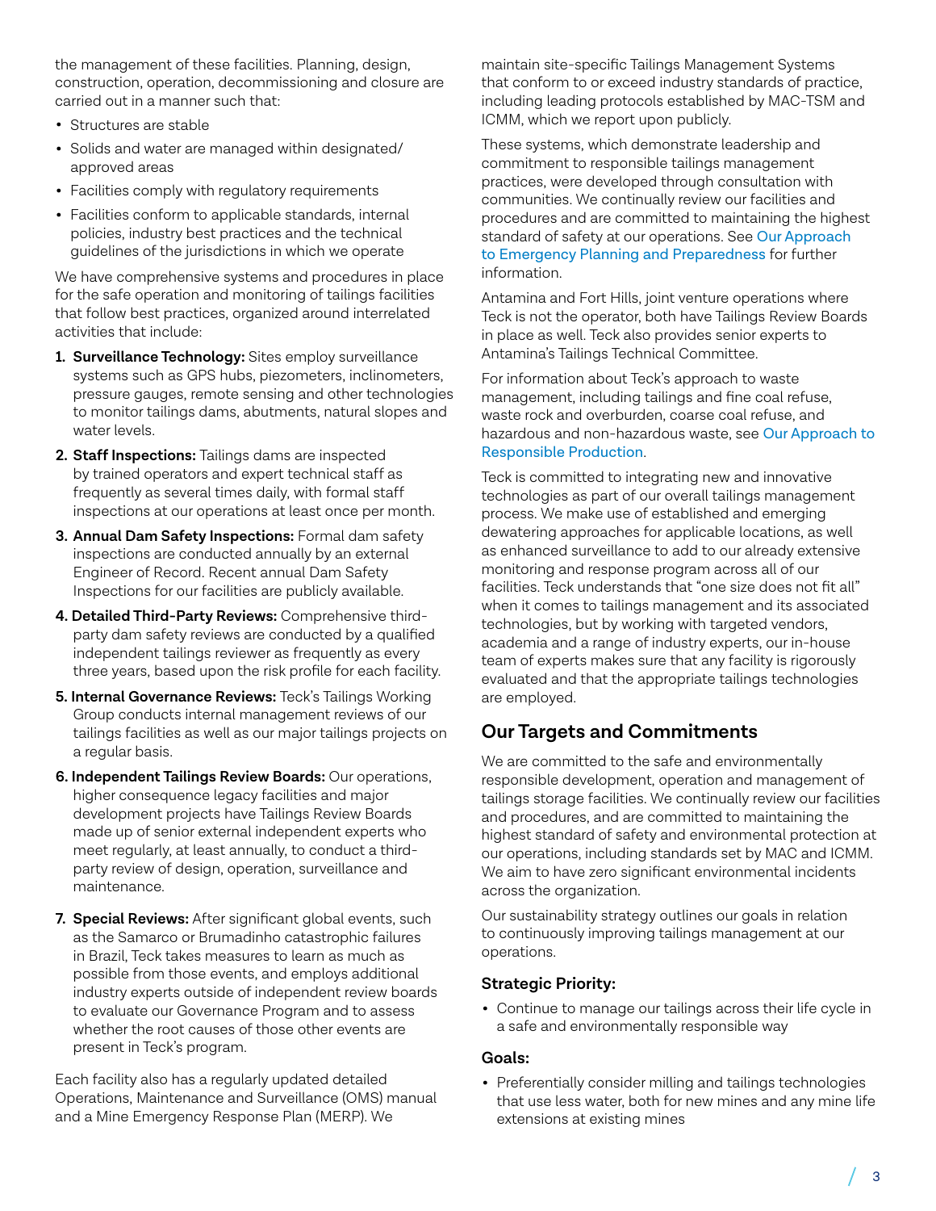the management of these facilities. Planning, design, construction, operation, decommissioning and closure are carried out in a manner such that:

- Structures are stable
- Solids and water are managed within designated/ approved areas
- Facilities comply with regulatory requirements
- Facilities conform to applicable standards, internal policies, industry best practices and the technical guidelines of the jurisdictions in which we operate

We have comprehensive systems and procedures in place for the safe operation and monitoring of tailings facilities that follow best practices, organized around interrelated activities that include:

1. **Surveillance Technology:** Sites employ surveillance systems such as GPS hubs, piezometers, inclinometers, pressure gauges, remote sensing and other technologies to monitor tailings dams, abutments, natural slopes and water levels.
2. **Staff Inspections:** Tailings dams are inspected by trained operators and expert technical staff as frequently as several times daily, with formal staff inspections at our operations at least once per month.
3. **Annual Dam Safety Inspections:** Formal dam safety inspections are conducted annually by an external Engineer of Record. Recent annual Dam Safety Inspections for our facilities are publicly available.
4. **Detailed Third-Party Reviews:** Comprehensive third-party dam safety reviews are conducted by a qualified independent tailings reviewer as frequently as every three years, based upon the risk profile for each facility.
5. **Internal Governance Reviews:** Teck's Tailings Working Group conducts internal management reviews of our tailings facilities as well as our major tailings projects on a regular basis.
6. **Independent Tailings Review Boards:** Our operations, higher consequence legacy facilities and major development projects have Tailings Review Boards made up of senior external independent experts who meet regularly, at least annually, to conduct a third-party review of design, operation, surveillance and maintenance.
7. **Special Reviews:** After significant global events, such as the Samarco or Brumadinho catastrophic failures in Brazil, Teck takes measures to learn as much as possible from those events, and employs additional industry experts outside of independent review boards to evaluate our Governance Program and to assess whether the root causes of those other events are present in Teck's program.

Each facility also has a regularly updated detailed Operations, Maintenance and Surveillance (OMS) manual and a Mine Emergency Response Plan (MERP). We maintain site-specific Tailings Management Systems that conform to or exceed industry standards of practice, including leading protocols established by MAC-TSM and ICMM, which we report upon publicly.

These systems, which demonstrate leadership and commitment to responsible tailings management practices, were developed through consultation with communities. We continually review our facilities and procedures and are committed to maintaining the highest standard of safety at our operations. See Our Approach to Emergency Planning and Preparedness for further information.

Antamina and Fort Hills, joint venture operations where Teck is not the operator, both have Tailings Review Boards in place as well. Teck also provides senior experts to Antamina's Tailings Technical Committee.

For information about Teck's approach to waste management, including tailings and fine coal refuse, waste rock and overburden, coarse coal refuse, and hazardous and non-hazardous waste, see Our Approach to Responsible Production.

Teck is committed to integrating new and innovative technologies as part of our overall tailings management process. We make use of established and emerging dewatering approaches for applicable locations, as well as enhanced surveillance to add to our already extensive monitoring and response program across all of our facilities. Teck understands that "one size does not fit all" when it comes to tailings management and its associated technologies, but by working with targeted vendors, academia and a range of industry experts, our in-house team of experts makes sure that any facility is rigorously evaluated and that the appropriate tailings technologies are employed.

## Our Targets and Commitments

We are committed to the safe and environmentally responsible development, operation and management of tailings storage facilities. We continually review our facilities and procedures, and are committed to maintaining the highest standard of safety and environmental protection at our operations, including standards set by MAC and ICMM. We aim to have zero significant environmental incidents across the organization.

Our sustainability strategy outlines our goals in relation to continuously improving tailings management at our operations.

### Strategic Priority:

- Continue to manage our tailings across their life cycle in a safe and environmentally responsible way

### Goals:

- Preferentially consider milling and tailings technologies that use less water, both for new mines and any mine life extensions at existing mines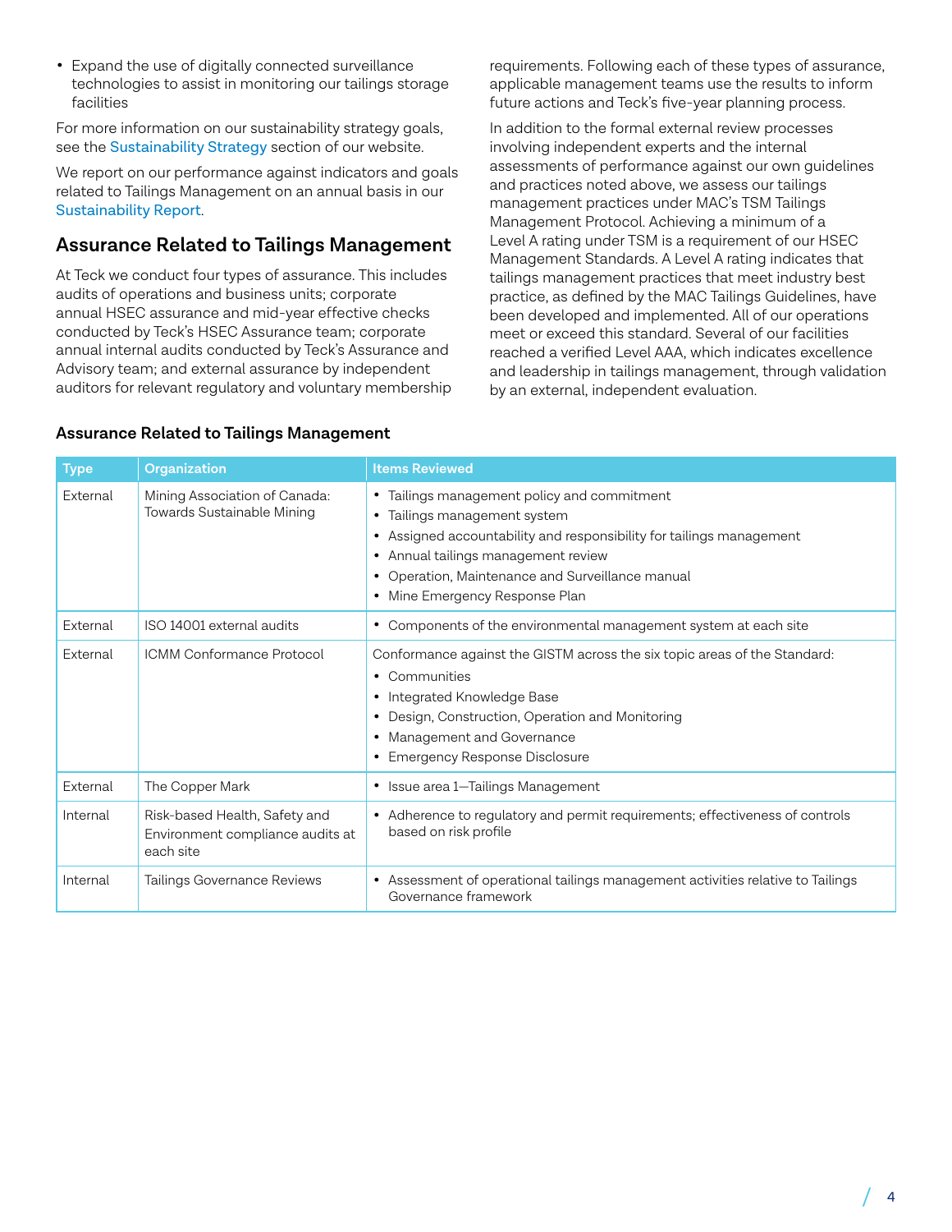- Expand the use of digitally connected surveillance technologies to assist in monitoring our tailings storage facilities

For more information on our sustainability strategy goals, see the Sustainability Strategy section of our website.

We report on our performance against indicators and goals related to Tailings Management on an annual basis in our Sustainability Report.

## Assurance Related to Tailings Management

At Teck we conduct four types of assurance. This includes audits of operations and business units; corporate annual HSEC assurance and mid-year effective checks conducted by Teck's HSEC Assurance team; corporate annual internal audits conducted by Teck's Assurance and Advisory team; and external assurance by independent auditors for relevant regulatory and voluntary membership requirements. Following each of these types of assurance, applicable management teams use the results to inform future actions and Teck's five-year planning process.

In addition to the formal external review processes involving independent experts and the internal assessments of performance against our own guidelines and practices noted above, we assess our tailings management practices under MAC's TSM Tailings Management Protocol. Achieving a minimum of a Level A rating under TSM is a requirement of our HSEC Management Standards. A Level A rating indicates that tailings management practices that meet industry best practice, as defined by the MAC Tailings Guidelines, have been developed and implemented. All of our operations meet or exceed this standard. Several of our facilities reached a verified Level AAA, which indicates excellence and leadership in tailings management, through validation by an external, independent evaluation.

### Assurance Related to Tailings Management

| Type | Organization | Items Reviewed |
|---|---|---|
| External | Mining Association of Canada: Towards Sustainable Mining | • Tailings management policy and commitment<br>• Tailings management system<br>• Assigned accountability and responsibility for tailings management<br>• Annual tailings management review<br>• Operation, Maintenance and Surveillance manual<br>• Mine Emergency Response Plan |
| External | ISO 14001 external audits | • Components of the environmental management system at each site |
| External | ICMM Conformance Protocol | Conformance against the GISTM across the six topic areas of the Standard:<br>• Communities<br>• Integrated Knowledge Base<br>• Design, Construction, Operation and Monitoring<br>• Management and Governance<br>• Emergency Response Disclosure |
| External | The Copper Mark | • Issue area 1—Tailings Management |
| Internal | Risk-based Health, Safety and Environment compliance audits at each site | • Adherence to regulatory and permit requirements; effectiveness of controls based on risk profile |
| Internal | Tailings Governance Reviews | • Assessment of operational tailings management activities relative to Tailings Governance framework |